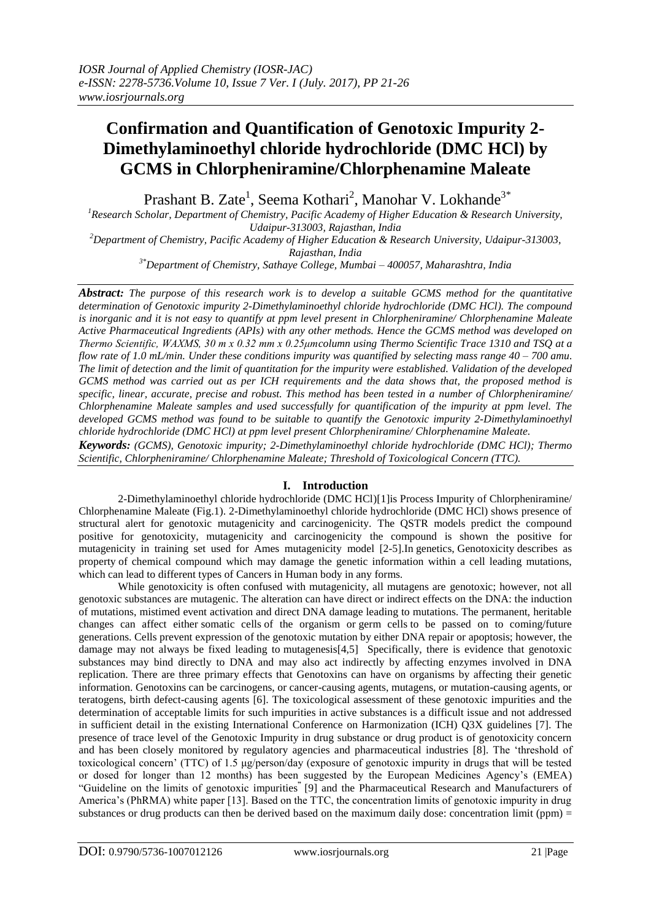# Confirmation and Quantification of Genotoxic Impurity 2-Dimethylaminoethyl chloride hydrochloride (DMC HCl) by GCMS in Chlorpheniramine/Chlorphenamine Maleate

Prashant B. Zate[1], Seema Kothari[2], Manohar V. Lokhande[3*]

[1]Research Scholar, Department of Chemistry, Pacific Academy of Higher Education & Research University, Udaipur-313003, Rajasthan, India

[2]Department of Chemistry, Pacific Academy of Higher Education & Research University, Udaipur-313003, Rajasthan, India

[3*]Department of Chemistry, Sathaye College, Mumbai – 400057, Maharashtra, India

***Abstract:*** *The purpose of this research work is to develop a suitable GCMS method for the quantitative determination of Genotoxic impurity 2-Dimethylaminoethyl chloride hydrochloride (DMC HCl). The compound is inorganic and it is not easy to quantify at ppm level present in Chlorpheniramine/ Chlorphenamine Maleate Active Pharmaceutical Ingredients (APIs) with any other methods. Hence the GCMS method was developed on Thermo Scientific, WAXMS, 30 m x 0.32 mm x 0.25μmcolumn using Thermo Scientific Trace 1310 and TSQ at a flow rate of 1.0 mL/min. Under these conditions impurity was quantified by selecting mass range 40 – 700 amu. The limit of detection and the limit of quantitation for the impurity were established. Validation of the developed GCMS method was carried out as per ICH requirements and the data shows that, the proposed method is specific, linear, accurate, precise and robust. This method has been tested in a number of Chlorpheniramine/ Chlorphenamine Maleate samples and used successfully for quantification of the impurity at ppm level. The developed GCMS method was found to be suitable to quantify the Genotoxic impurity 2-Dimethylaminoethyl chloride hydrochloride (DMC HCl) at ppm level present Chlorpheniramine/ Chlorphenamine Maleate.*

***Keywords:*** *(GCMS), Genotoxic impurity; 2-Dimethylaminoethyl chloride hydrochloride (DMC HCl); Thermo Scientific, Chlorpheniramine/ Chlorphenamine Maleate; Threshold of Toxicological Concern (TTC).*

## I. Introduction

2-Dimethylaminoethyl chloride hydrochloride (DMC HCl)[1]is Process Impurity of Chlorpheniramine/ Chlorphenamine Maleate (Fig.1). 2-Dimethylaminoethyl chloride hydrochloride (DMC HCl) shows presence of structural alert for genotoxic mutagenicity and carcinogenicity. The QSTR models predict the compound positive for genotoxicity, mutagenicity and carcinogenicity the compound is shown the positive for mutagenicity in training set used for Ames mutagenicity model [2-5].In genetics, Genotoxicity describes as property of chemical compound which may damage the genetic information within a cell leading mutations, which can lead to different types of Cancers in Human body in any forms.

While genotoxicity is often confused with mutagenicity, all mutagens are genotoxic; however, not all genotoxic substances are mutagenic. The alteration can have direct or indirect effects on the DNA: the induction of mutations, mistimed event activation and direct DNA damage leading to mutations. The permanent, heritable changes can affect either somatic cells of the organism or germ cells to be passed on to coming/future generations. Cells prevent expression of the genotoxic mutation by either DNA repair or apoptosis; however, the damage may not always be fixed leading to mutagenesis[4,5] Specifically, there is evidence that genotoxic substances may bind directly to DNA and may also act indirectly by affecting enzymes involved in DNA replication. There are three primary effects that Genotoxins can have on organisms by affecting their genetic information. Genotoxins can be carcinogens, or cancer-causing agents, mutagens, or mutation-causing agents, or teratogens, birth defect-causing agents [6]. The toxicological assessment of these genotoxic impurities and the determination of acceptable limits for such impurities in active substances is a difficult issue and not addressed in sufficient detail in the existing International Conference on Harmonization (ICH) Q3X guidelines [7]. The presence of trace level of the Genotoxic Impurity in drug substance or drug product is of genotoxicity concern and has been closely monitored by regulatory agencies and pharmaceutical industries [8]. The 'threshold of toxicological concern' (TTC) of 1.5 μg/person/day (exposure of genotoxic impurity in drugs that will be tested or dosed for longer than 12 months) has been suggested by the European Medicines Agency's (EMEA) "Guideline on the limits of genotoxic impurities" [9] and the Pharmaceutical Research and Manufacturers of America's (PhRMA) white paper [13]. Based on the TTC, the concentration limits of genotoxic impurity in drug substances or drug products can then be derived based on the maximum daily dose: concentration limit (ppm) =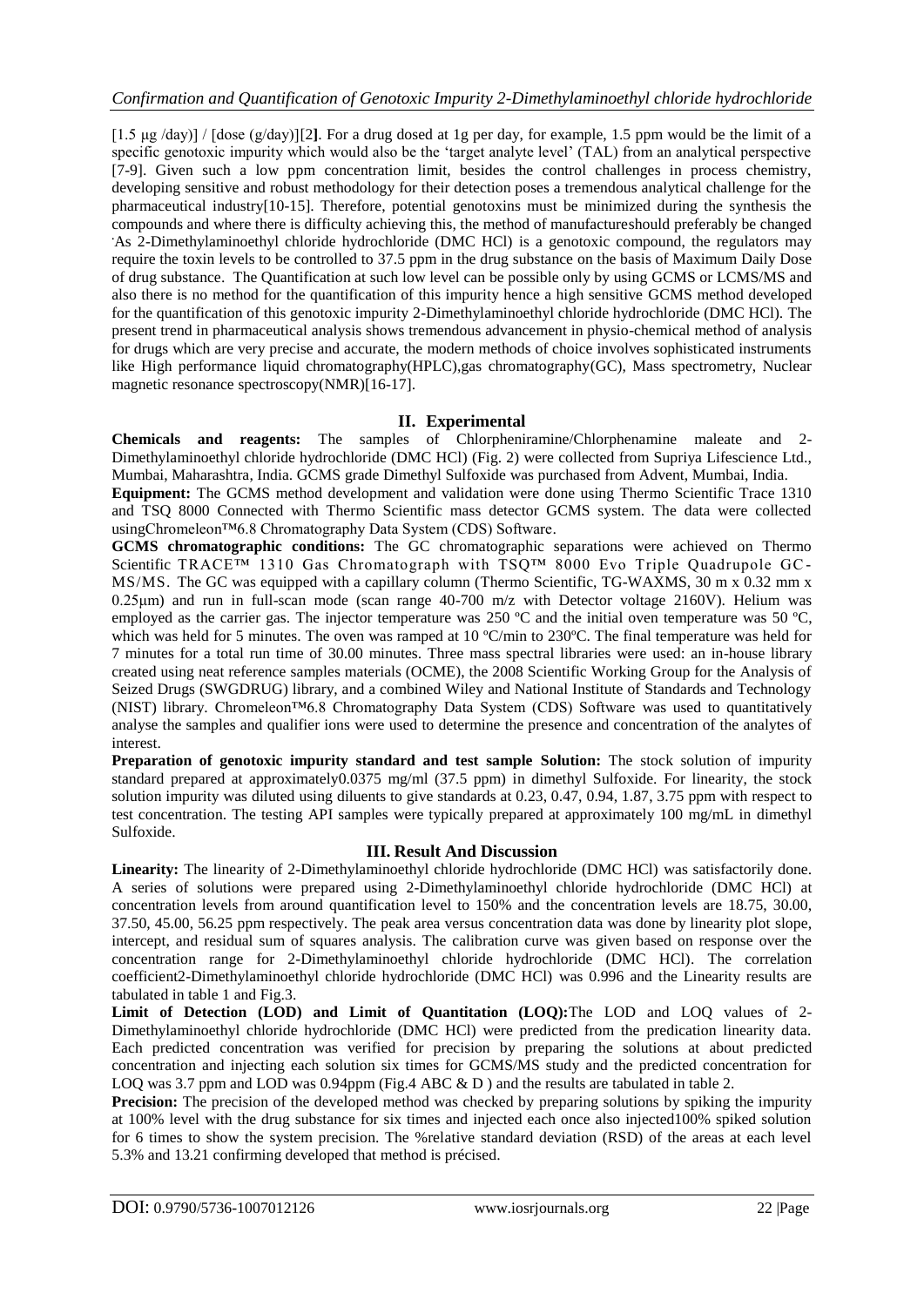[1.5 μg /day)] / [dose (g/day)][2]. For a drug dosed at 1g per day, for example, 1.5 ppm would be the limit of a specific genotoxic impurity which would also be the 'target analyte level' (TAL) from an analytical perspective [7-9]. Given such a low ppm concentration limit, besides the control challenges in process chemistry, developing sensitive and robust methodology for their detection poses a tremendous analytical challenge for the pharmaceutical industry[10-15]. Therefore, potential genotoxins must be minimized during the synthesis the compounds and where there is difficulty achieving this, the method of manufactureshould preferably be changed .As 2-Dimethylaminoethyl chloride hydrochloride (DMC HCl) is a genotoxic compound, the regulators may require the toxin levels to be controlled to 37.5 ppm in the drug substance on the basis of Maximum Daily Dose of drug substance. The Quantification at such low level can be possible only by using GCMS or LCMS/MS and also there is no method for the quantification of this impurity hence a high sensitive GCMS method developed for the quantification of this genotoxic impurity 2-Dimethylaminoethyl chloride hydrochloride (DMC HCl). The present trend in pharmaceutical analysis shows tremendous advancement in physio-chemical method of analysis for drugs which are very precise and accurate, the modern methods of choice involves sophisticated instruments like High performance liquid chromatography(HPLC),gas chromatography(GC), Mass spectrometry, Nuclear magnetic resonance spectroscopy(NMR)[16-17].

## II. Experimental

**Chemicals and reagents:** The samples of Chlorpheniramine/Chlorphenamine maleate and 2-Dimethylaminoethyl chloride hydrochloride (DMC HCl) (Fig. 2) were collected from Supriya Lifescience Ltd., Mumbai, Maharashtra, India. GCMS grade Dimethyl Sulfoxide was purchased from Advent, Mumbai, India.

**Equipment:** The GCMS method development and validation were done using Thermo Scientific Trace 1310 and TSQ 8000 Connected with Thermo Scientific mass detector GCMS system. The data were collected usingChromeleon™6.8 Chromatography Data System (CDS) Software.

**GCMS chromatographic conditions:** The GC chromatographic separations were achieved on Thermo Scientific TRACE™ 1310 Gas Chromatograph with TSQ™ 8000 Evo Triple Quadrupole GC-MS/MS. The GC was equipped with a capillary column (Thermo Scientific, TG-WAXMS, 30 m x 0.32 mm x 0.25μm) and run in full-scan mode (scan range 40-700 m/z with Detector voltage 2160V). Helium was employed as the carrier gas. The injector temperature was 250 ºC and the initial oven temperature was 50 ºC, which was held for 5 minutes. The oven was ramped at 10 ºC/min to 230ºC. The final temperature was held for 7 minutes for a total run time of 30.00 minutes. Three mass spectral libraries were used: an in-house library created using neat reference samples materials (OCME), the 2008 Scientific Working Group for the Analysis of Seized Drugs (SWGDRUG) library, and a combined Wiley and National Institute of Standards and Technology (NIST) library. Chromeleon™6.8 Chromatography Data System (CDS) Software was used to quantitatively analyse the samples and qualifier ions were used to determine the presence and concentration of the analytes of interest.

**Preparation of genotoxic impurity standard and test sample Solution:** The stock solution of impurity standard prepared at approximately0.0375 mg/ml (37.5 ppm) in dimethyl Sulfoxide. For linearity, the stock solution impurity was diluted using diluents to give standards at 0.23, 0.47, 0.94, 1.87, 3.75 ppm with respect to test concentration. The testing API samples were typically prepared at approximately 100 mg/mL in dimethyl Sulfoxide.

## III. Result And Discussion

**Linearity:** The linearity of 2-Dimethylaminoethyl chloride hydrochloride (DMC HCl) was satisfactorily done. A series of solutions were prepared using 2-Dimethylaminoethyl chloride hydrochloride (DMC HCl) at concentration levels from around quantification level to 150% and the concentration levels are 18.75, 30.00, 37.50, 45.00, 56.25 ppm respectively. The peak area versus concentration data was done by linearity plot slope, intercept, and residual sum of squares analysis. The calibration curve was given based on response over the concentration range for 2-Dimethylaminoethyl chloride hydrochloride (DMC HCl). The correlation coefficient2-Dimethylaminoethyl chloride hydrochloride (DMC HCl) was 0.996 and the Linearity results are tabulated in table 1 and Fig.3.

**Limit of Detection (LOD) and Limit of Quantitation (LOQ):**The LOD and LOQ values of 2-Dimethylaminoethyl chloride hydrochloride (DMC HCl) were predicted from the predication linearity data. Each predicted concentration was verified for precision by preparing the solutions at about predicted concentration and injecting each solution six times for GCMS/MS study and the predicted concentration for LOQ was 3.7 ppm and LOD was 0.94ppm (Fig.4 ABC & D ) and the results are tabulated in table 2.

**Precision:** The precision of the developed method was checked by preparing solutions by spiking the impurity at 100% level with the drug substance for six times and injected each once also injected100% spiked solution for 6 times to show the system precision. The %relative standard deviation (RSD) of the areas at each level 5.3% and 13.21 confirming developed that method is précised.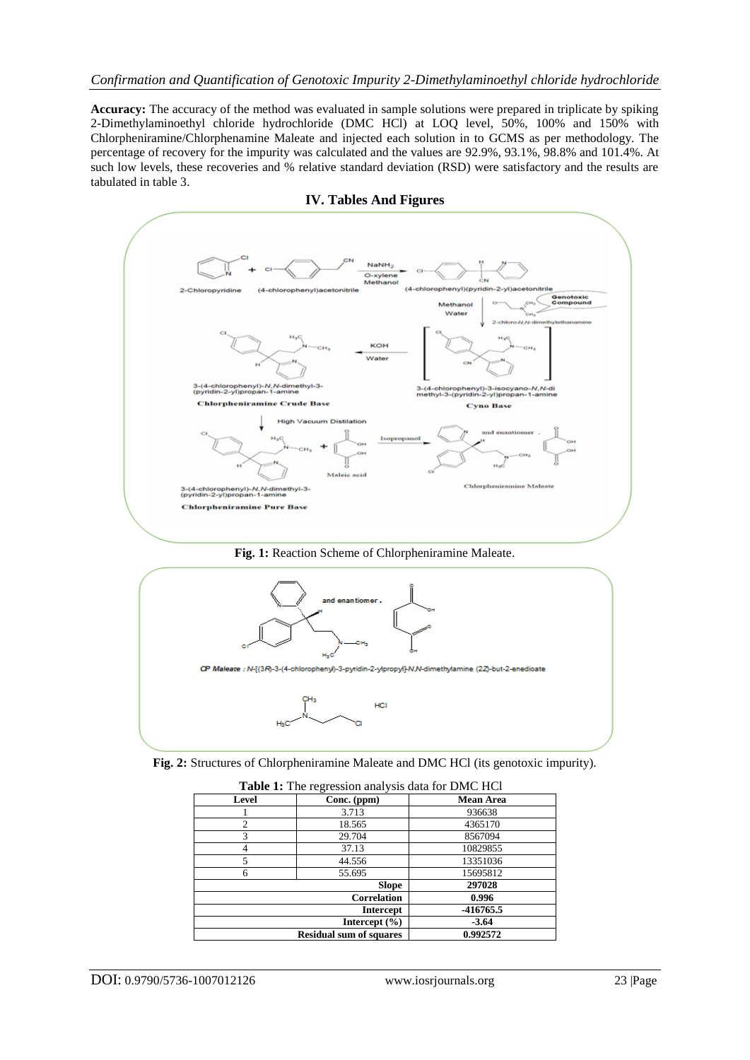**Accuracy:** The accuracy of the method was evaluated in sample solutions were prepared in triplicate by spiking 2-Dimethylaminoethyl chloride hydrochloride (DMC HCl) at LOQ level, 50%, 100% and 150% with Chlorpheniramine/Chlorphenamine Maleate and injected each solution in to GCMS as per methodology. The percentage of recovery for the impurity was calculated and the values are 92.9%, 93.1%, 98.8% and 101.4%. At such low levels, these recoveries and % relative standard deviation (RSD) were satisfactory and the results are tabulated in table 3.

## IV. Tables And Figures

**Fig. 1:** Reaction Scheme of Chlorpheniramine Maleate.

**Fig. 2:** Structures of Chlorpheniramine Maleate and DMC HCl (its genotoxic impurity).

**Table 1:** The regression analysis data for DMC HCl

| Level | Conc. (ppm) | Mean Area |
|---|---|---|
| 1 | 3.713 | 936638 |
| 2 | 18.565 | 4365170 |
| 3 | 29.704 | 8567094 |
| 4 | 37.13 | 10829855 |
| 5 | 44.556 | 13351036 |
| 6 | 55.695 | 15695812 |
| | **Slope** | **297028** |
| | **Correlation** | **0.996** |
| | **Intercept** | **-416765.5** |
| | **Intercept (%)** | **-3.64** |
| | **Residual sum of squares** | **0.992572** |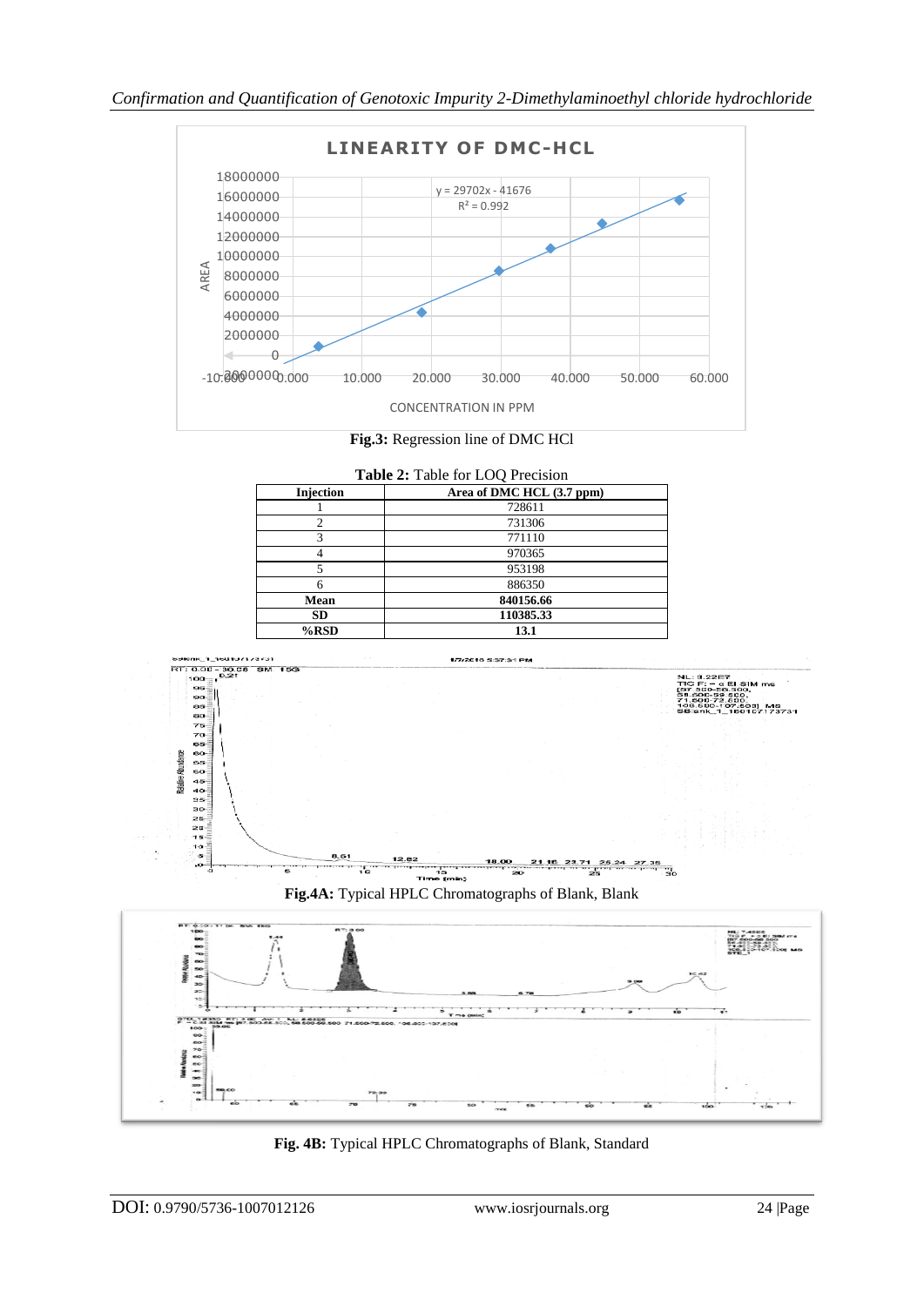**Fig.3:** Regression line of DMC HCl

**Table 2:** Table for LOQ Precision

| Injection | Area of DMC HCL (3.7 ppm) |
|---|---|
| 1 | 728611 |
| 2 | 731306 |
| 3 | 771110 |
| 4 | 970365 |
| 5 | 953198 |
| 6 | 886350 |
| **Mean** | **840156.66** |
| **SD** | **110385.33** |
| **%RSD** | **13.1** |

**Fig.4A:** Typical HPLC Chromatographs of Blank, Blank

**Fig. 4B:** Typical HPLC Chromatographs of Blank, Standard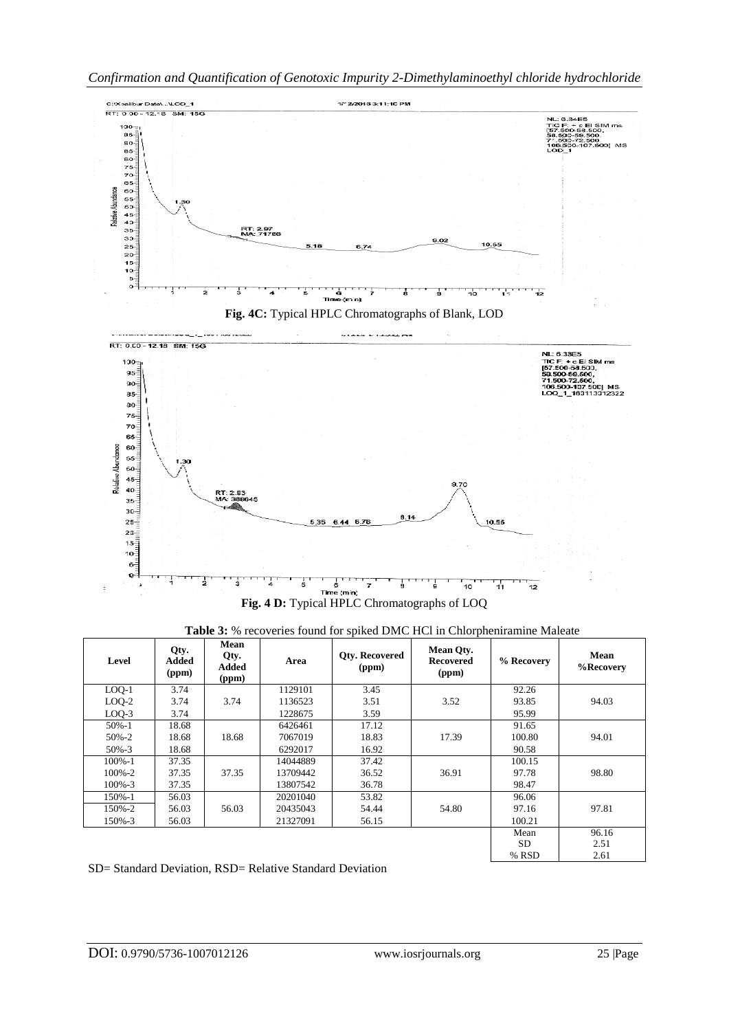**Fig. 4C:** Typical HPLC Chromatographs of Blank, LOD

**Fig. 4 D:** Typical HPLC Chromatographs of LOQ

**Table 3:** % recoveries found for spiked DMC HCl in Chlorpheniramine Maleate

| Level | Qty. Added (ppm) | Mean Qty. Added (ppm) | Area | Qty. Recovered (ppm) | Mean Qty. Recovered (ppm) | % Recovery | Mean %Recovery |
|---|---|---|---|---|---|---|---|
| LOQ-1 | 3.74 | | 1129101 | 3.45 | | 92.26 | |
| LOQ-2 | 3.74 | 3.74 | 1136523 | 3.51 | 3.52 | 93.85 | 94.03 |
| LOQ-3 | 3.74 | | 1228675 | 3.59 | | 95.99 | |
| 50%-1 | 18.68 | | 6426461 | 17.12 | | 91.65 | |
| 50%-2 | 18.68 | 18.68 | 7067019 | 18.83 | 17.39 | 100.80 | 94.01 |
| 50%-3 | 18.68 | | 6292017 | 16.92 | | 90.58 | |
| 100%-1 | 37.35 | | 14044889 | 37.42 | | 100.15 | |
| 100%-2 | 37.35 | 37.35 | 13709442 | 36.52 | 36.91 | 97.78 | 98.80 |
| 100%-3 | 37.35 | | 13807542 | 36.78 | | 98.47 | |
| 150%-1 | 56.03 | | 20201040 | 53.82 | | 96.06 | |
| 150%-2 | 56.03 | 56.03 | 20435043 | 54.44 | 54.80 | 97.16 | 97.81 |
| 150%-3 | 56.03 | | 21327091 | 56.15 | | 100.21 | |
| | | | | | | Mean | 96.16 |
| | | | | | | SD | 2.51 |
| | | | | | | % RSD | 2.61 |

SD= Standard Deviation, RSD= Relative Standard Deviation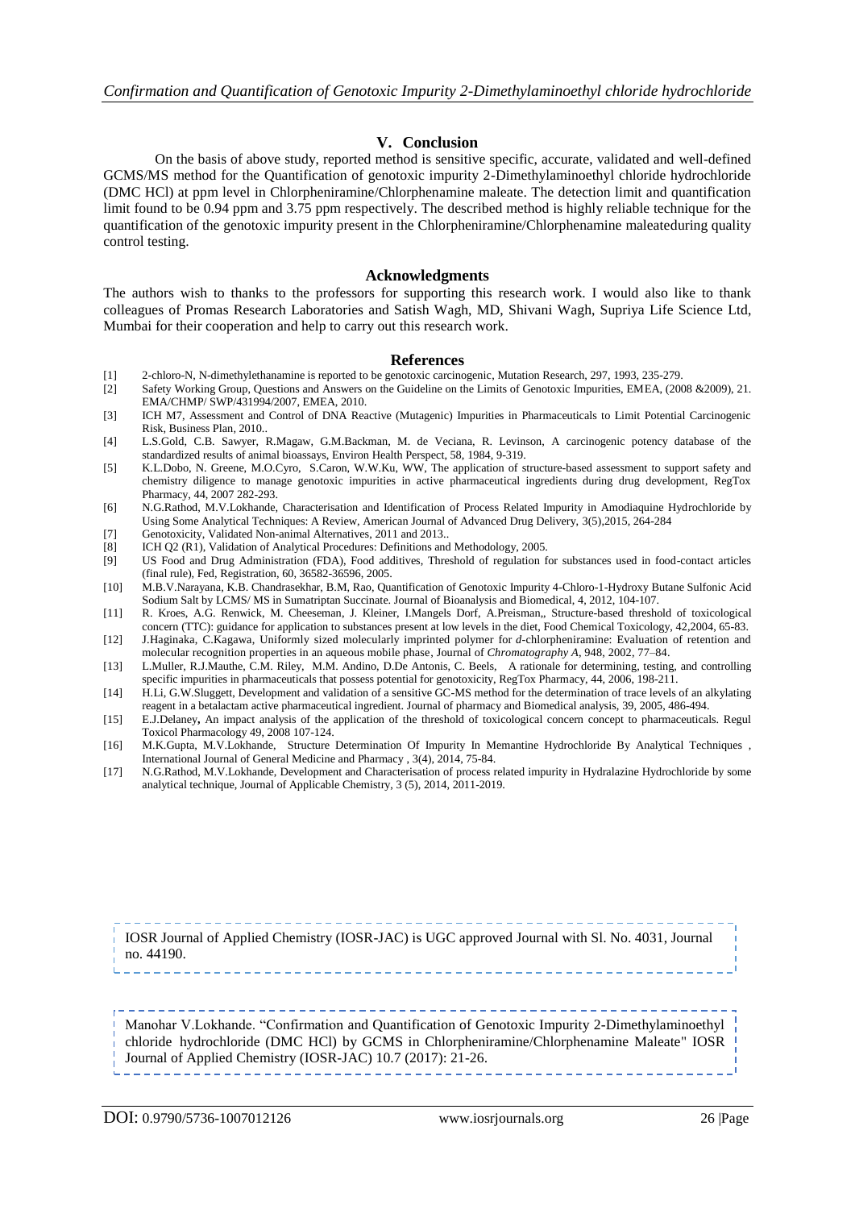## V. Conclusion

On the basis of above study, reported method is sensitive specific, accurate, validated and well-defined GCMS/MS method for the Quantification of genotoxic impurity 2-Dimethylaminoethyl chloride hydrochloride (DMC HCl) at ppm level in Chlorpheniramine/Chlorphenamine maleate. The detection limit and quantification limit found to be 0.94 ppm and 3.75 ppm respectively. The described method is highly reliable technique for the quantification of the genotoxic impurity present in the Chlorpheniramine/Chlorphenamine maleateduring quality control testing.

## Acknowledgments

The authors wish to thanks to the professors for supporting this research work. I would also like to thank colleagues of Promas Research Laboratories and Satish Wagh, MD, Shivani Wagh, Supriya Life Science Ltd, Mumbai for their cooperation and help to carry out this research work.

## References

[1] 2-chloro-N, N-dimethylethanamine is reported to be genotoxic carcinogenic, Mutation Research, 297, 1993, 235-279.

[2] Safety Working Group, Questions and Answers on the Guideline on the Limits of Genotoxic Impurities, EMEA, (2008 &2009), 21. EMA/CHMP/ SWP/431994/2007, EMEA, 2010.

[3] ICH M7, Assessment and Control of DNA Reactive (Mutagenic) Impurities in Pharmaceuticals to Limit Potential Carcinogenic Risk, Business Plan, 2010..

[4] L.S.Gold, C.B. Sawyer, R.Magaw, G.M.Backman, M. de Veciana, R. Levinson, A carcinogenic potency database of the standardized results of animal bioassays, Environ Health Perspect, 58, 1984, 9-319.

[5] K.L.Dobo, N. Greene, M.O.Cyro, S.Caron, W.W.Ku, WW, The application of structure-based assessment to support safety and chemistry diligence to manage genotoxic impurities in active pharmaceutical ingredients during drug development, RegTox Pharmacy, 44, 2007 282-293.

[6] N.G.Rathod, M.V.Lokhande, Characterisation and Identification of Process Related Impurity in Amodiaquine Hydrochloride by Using Some Analytical Techniques: A Review, American Journal of Advanced Drug Delivery, 3(5),2015, 264-284

[7] Genotoxicity, Validated Non-animal Alternatives, 2011 and 2013..

[8] ICH Q2 (R1), Validation of Analytical Procedures: Definitions and Methodology, 2005.

[9] US Food and Drug Administration (FDA), Food additives, Threshold of regulation for substances used in food-contact articles (final rule), Fed, Registration, 60, 36582-36596, 2005.

[10] M.B.V.Narayana, K.B. Chandrasekhar, B.M, Rao, Quantification of Genotoxic Impurity 4-Chloro-1-Hydroxy Butane Sulfonic Acid Sodium Salt by LCMS/ MS in Sumatriptan Succinate. Journal of Bioanalysis and Biomedical, 4, 2012, 104-107.

[11] R. Kroes, A.G. Renwick, M. Cheeseman, J. Kleiner, I.Mangels Dorf, A.Preisman,, Structure-based threshold of toxicological concern (TTC): guidance for application to substances present at low levels in the diet, Food Chemical Toxicology, 42,2004, 65-83.

[12] J.Haginaka, C.Kagawa, Uniformly sized molecularly imprinted polymer for *d*-chlorpheniramine: Evaluation of retention and molecular recognition properties in an aqueous mobile phase, Journal of *Chromatography A*, 948, 2002, 77–84.

[13] L.Muller, R.J.Mauthe, C.M. Riley, M.M. Andino, D.De Antonis, C. Beels, A rationale for determining, testing, and controlling specific impurities in pharmaceuticals that possess potential for genotoxicity, RegTox Pharmacy, 44, 2006, 198-211.

[14] H.Li, G.W.Sluggett, Development and validation of a sensitive GC-MS method for the determination of trace levels of an alkylating reagent in a betalactam active pharmaceutical ingredient. Journal of pharmacy and Biomedical analysis, 39, 2005, 486-494.

[15] E.J.Delaney**,** An impact analysis of the application of the threshold of toxicological concern concept to pharmaceuticals. Regul Toxicol Pharmacology 49, 2008 107-124.

[16] M.K.Gupta, M.V.Lokhande, Structure Determination Of Impurity In Memantine Hydrochloride By Analytical Techniques , International Journal of General Medicine and Pharmacy , 3(4), 2014, 75-84.

[17] N.G.Rathod, M.V.Lokhande, Development and Characterisation of process related impurity in Hydralazine Hydrochloride by some analytical technique, Journal of Applicable Chemistry, 3 (5), 2014, 2011-2019.

IOSR Journal of Applied Chemistry (IOSR-JAC) is UGC approved Journal with Sl. No. 4031, Journal no. 44190.

Manohar V.Lokhande. "Confirmation and Quantification of Genotoxic Impurity 2-Dimethylaminoethyl chloride hydrochloride (DMC HCl) by GCMS in Chlorpheniramine/Chlorphenamine Maleate" IOSR Journal of Applied Chemistry (IOSR-JAC) 10.7 (2017): 21-26.